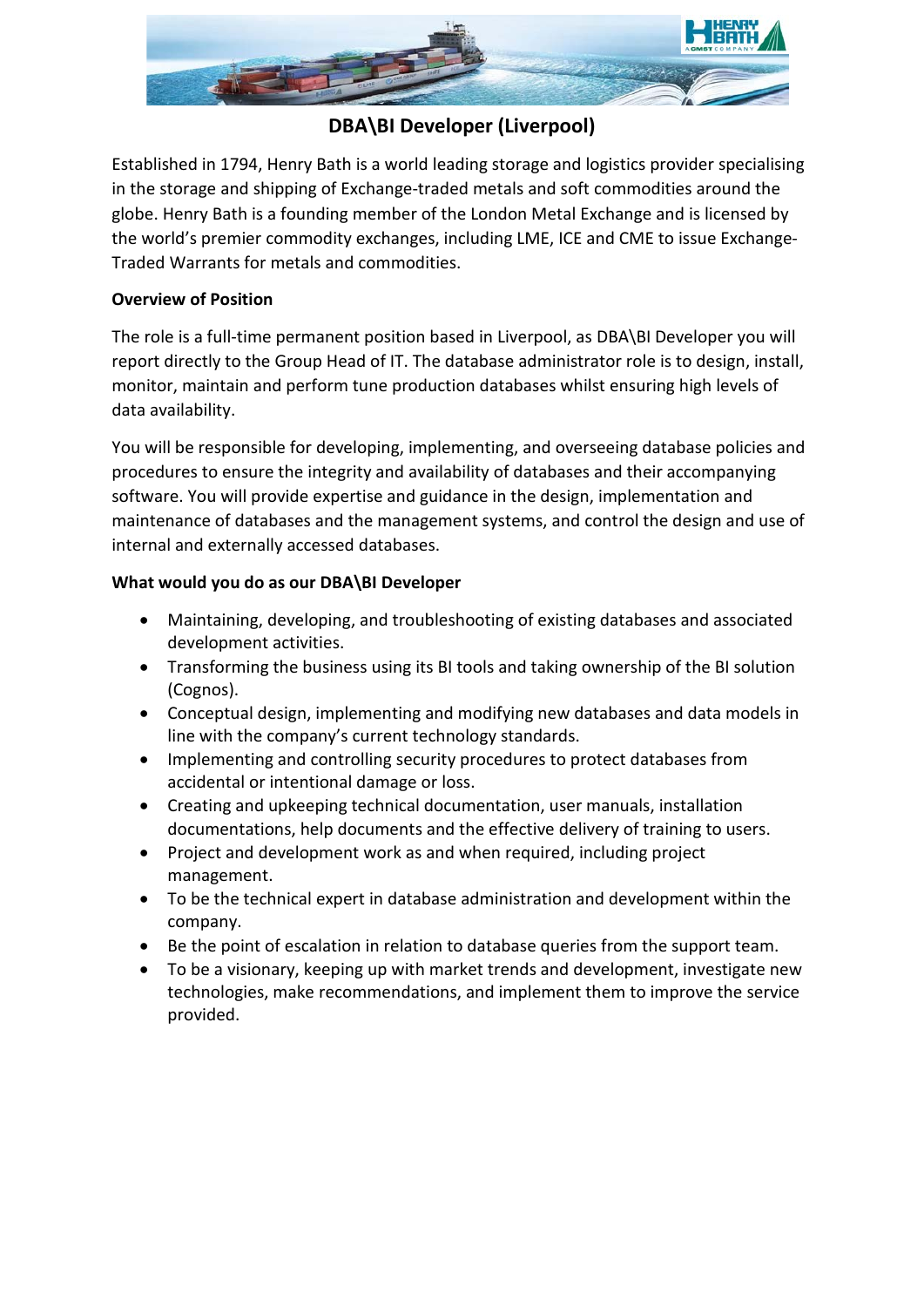# DBA\BI Developer (Liverpool)

Established in 1794, Henry Bath is a world leading storage and logistics provider specialising in the storage and shipping of Exchange-traded metals and soft commodities around the globe. Henry Bath is a founding member of the London Metal Exchange and is licensed by the world's premier commodity exchanges, including LME, ICE and CME to issue Exchange-Traded Warrants for metals and commodities.

**Overview of Position**

The role is a full-time permanent position based in Liverpool, as DBA\BI Developer you will report directly to the Group Head of IT. The database administrator role is to design, install, monitor, maintain and perform tune production databases whilst ensuring high levels of data availability.

You will be responsible for developing, implementing, and overseeing database policies and procedures to ensure the integrity and availability of databases and their accompanying software. You will provide expertise and guidance in the design, implementation and maintenance of databases and the management systems, and control the design and use of internal and externally accessed databases.

**What would you do as our DBA\BI Developer**

- Maintaining, developing, and troubleshooting of existing databases and associated development activities.
- Transforming the business using its BI tools and taking ownership of the BI solution (Cognos).
- Conceptual design, implementing and modifying new databases and data models in line with the company's current technology standards.
- Implementing and controlling security procedures to protect databases from accidental or intentional damage or loss.
- Creating and upkeeping technical documentation, user manuals, installation documentations, help documents and the effective delivery of training to users.
- Project and development work as and when required, including project management.
- To be the technical expert in database administration and development within the company.
- Be the point of escalation in relation to database queries from the support team.
- To be a visionary, keeping up with market trends and development, investigate new technologies, make recommendations, and implement them to improve the service provided.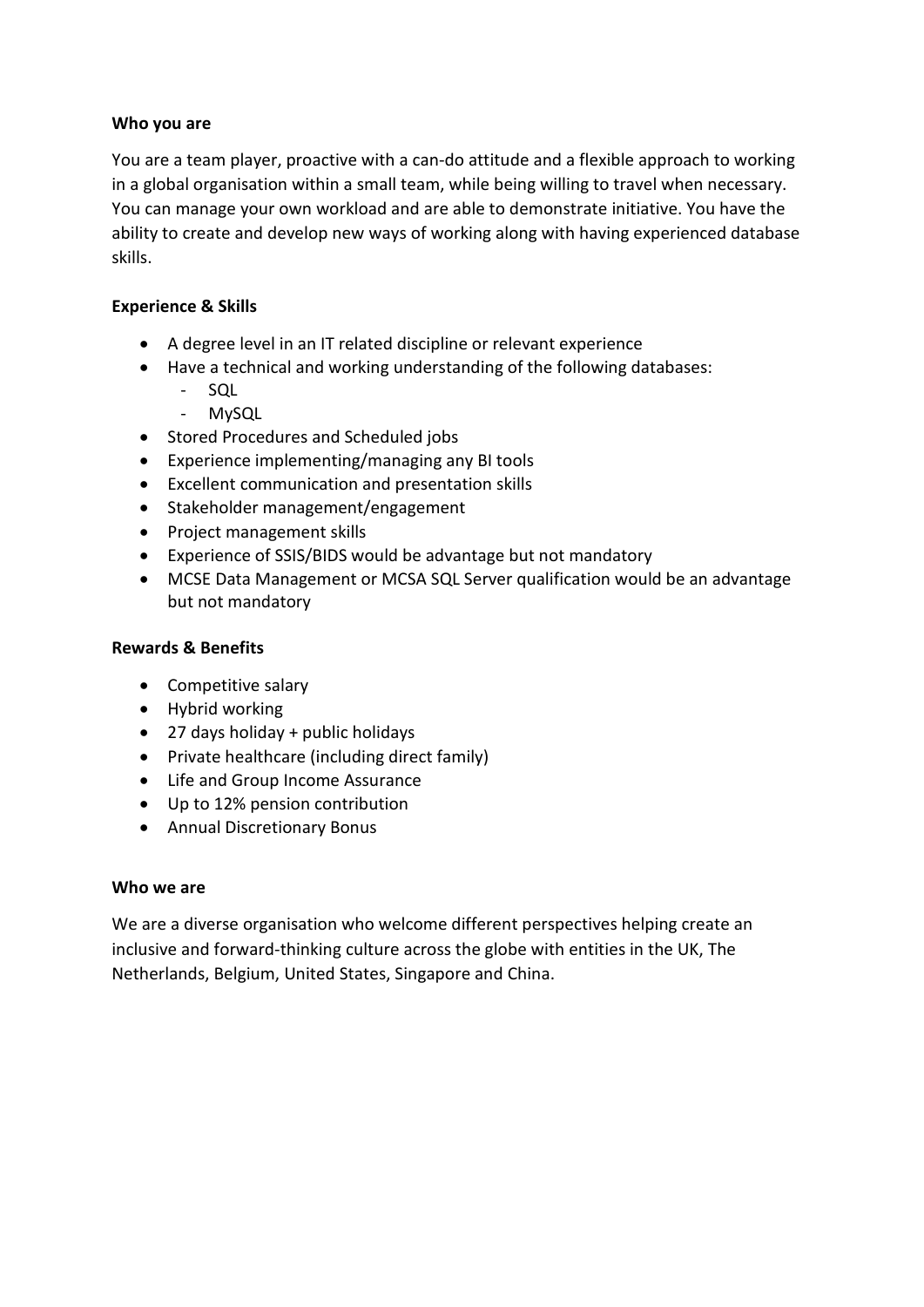**Who you are**

You are a team player, proactive with a can-do attitude and a flexible approach to working in a global organisation within a small team, while being willing to travel when necessary. You can manage your own workload and are able to demonstrate initiative. You have the ability to create and develop new ways of working along with having experienced database skills.

**Experience & Skills**

- A degree level in an IT related discipline or relevant experience
- Have a technical and working understanding of the following databases:
  - SQL
  - MySQL
- Stored Procedures and Scheduled jobs
- Experience implementing/managing any BI tools
- Excellent communication and presentation skills
- Stakeholder management/engagement
- Project management skills
- Experience of SSIS/BIDS would be advantage but not mandatory
- MCSE Data Management or MCSA SQL Server qualification would be an advantage but not mandatory

**Rewards & Benefits**

- Competitive salary
- Hybrid working
- 27 days holiday + public holidays
- Private healthcare (including direct family)
- Life and Group Income Assurance
- Up to 12% pension contribution
- Annual Discretionary Bonus

**Who we are**

We are a diverse organisation who welcome different perspectives helping create an inclusive and forward-thinking culture across the globe with entities in the UK, The Netherlands, Belgium, United States, Singapore and China.